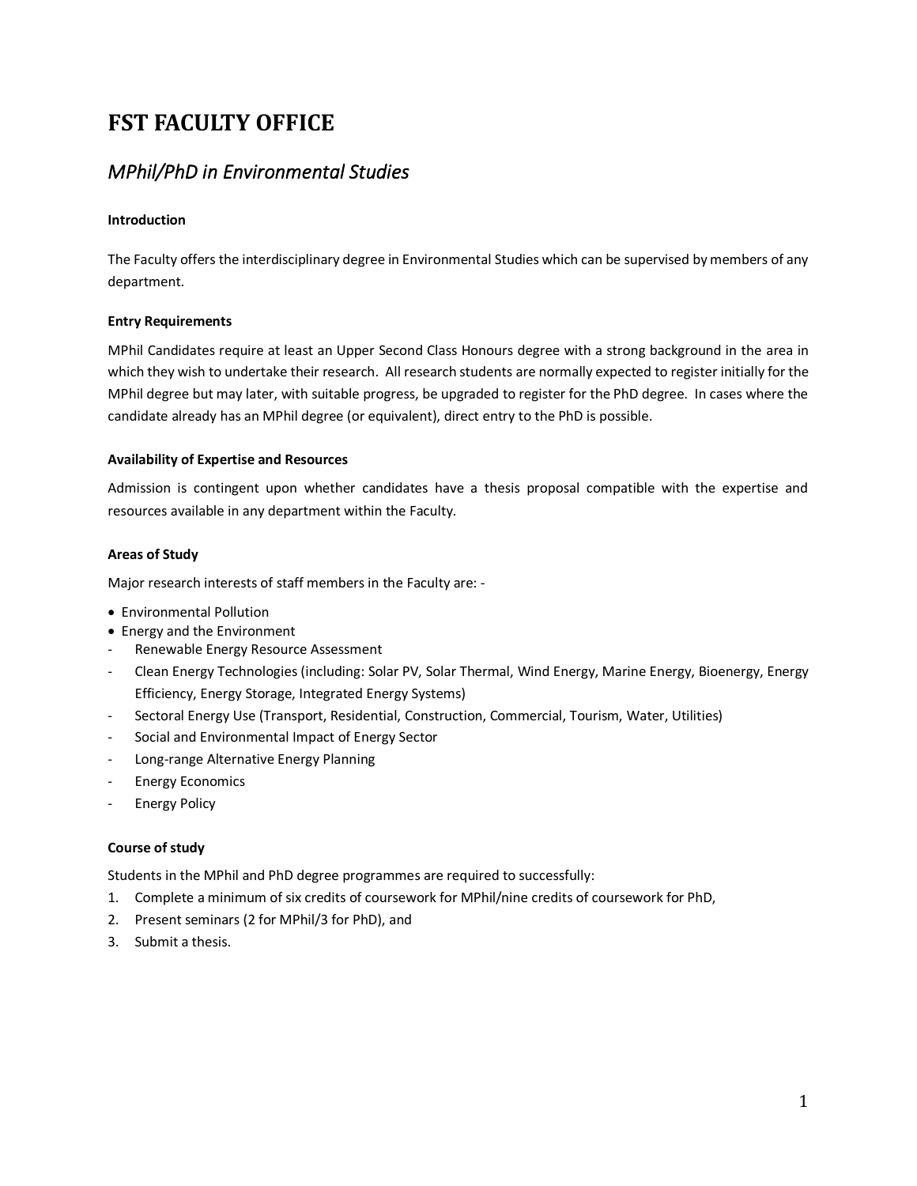# FST FACULTY OFFICE

## *MPhil/PhD in Environmental Studies*

**Introduction**

The Faculty offers the interdisciplinary degree in Environmental Studies which can be supervised by members of any department.

**Entry Requirements**

MPhil Candidates require at least an Upper Second Class Honours degree with a strong background in the area in which they wish to undertake their research. All research students are normally expected to register initially for the MPhil degree but may later, with suitable progress, be upgraded to register for the PhD degree. In cases where the candidate already has an MPhil degree (or equivalent), direct entry to the PhD is possible.

**Availability of Expertise and Resources**

Admission is contingent upon whether candidates have a thesis proposal compatible with the expertise and resources available in any department within the Faculty.

**Areas of Study**

Major research interests of staff members in the Faculty are: -

- Environmental Pollution
- Energy and the Environment
  - Renewable Energy Resource Assessment
  - Clean Energy Technologies (including: Solar PV, Solar Thermal, Wind Energy, Marine Energy, Bioenergy, Energy Efficiency, Energy Storage, Integrated Energy Systems)
  - Sectoral Energy Use (Transport, Residential, Construction, Commercial, Tourism, Water, Utilities)
  - Social and Environmental Impact of Energy Sector
  - Long-range Alternative Energy Planning
  - Energy Economics
  - Energy Policy

**Course of study**

Students in the MPhil and PhD degree programmes are required to successfully:

1. Complete a minimum of six credits of coursework for MPhil/nine credits of coursework for PhD,
2. Present seminars (2 for MPhil/3 for PhD), and
3. Submit a thesis.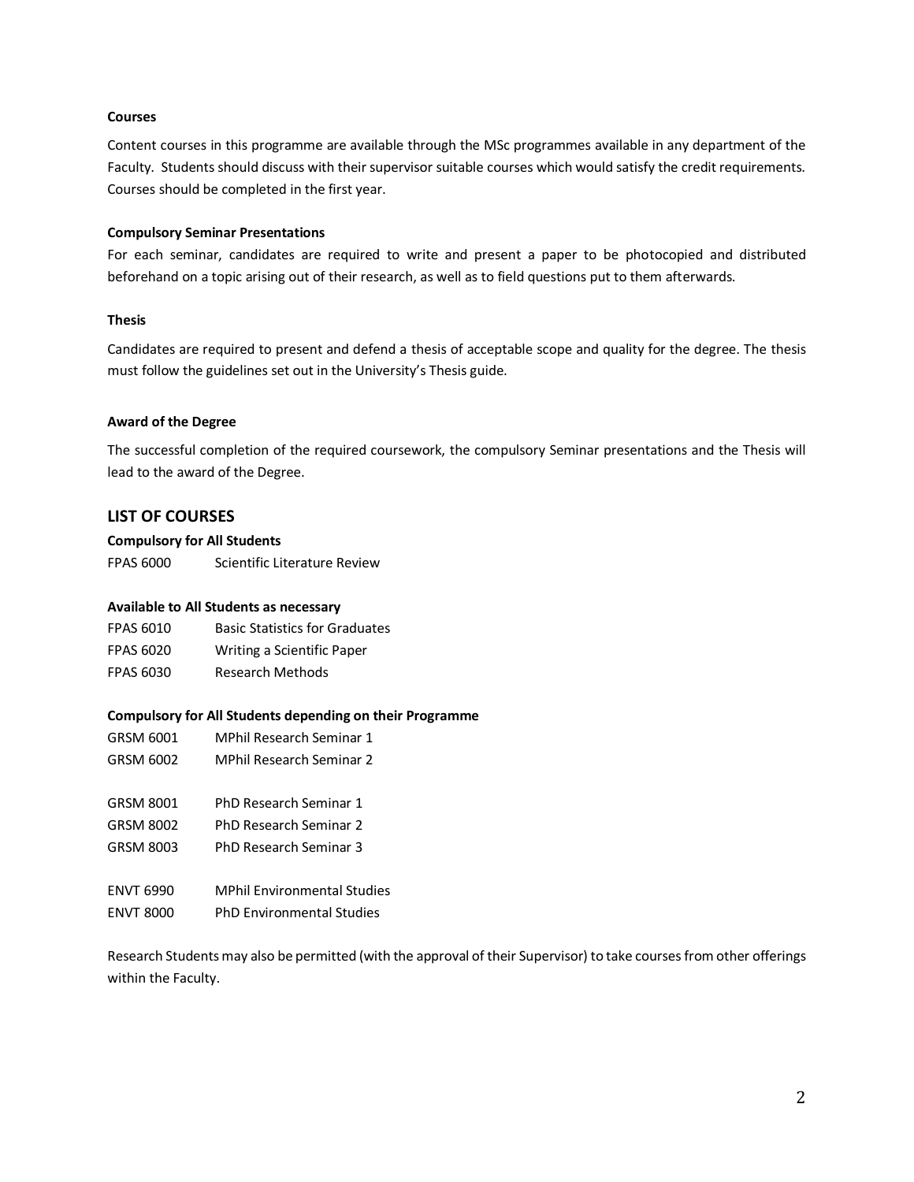**Courses**

Content courses in this programme are available through the MSc programmes available in any department of the Faculty. Students should discuss with their supervisor suitable courses which would satisfy the credit requirements. Courses should be completed in the first year.

**Compulsory Seminar Presentations**

For each seminar, candidates are required to write and present a paper to be photocopied and distributed beforehand on a topic arising out of their research, as well as to field questions put to them afterwards.

**Thesis**

Candidates are required to present and defend a thesis of acceptable scope and quality for the degree. The thesis must follow the guidelines set out in the University's Thesis guide.

**Award of the Degree**

The successful completion of the required coursework, the compulsory Seminar presentations and the Thesis will lead to the award of the Degree.

## LIST OF COURSES

**Compulsory for All Students**

FPAS 6000 Scientific Literature Review

**Available to All Students as necessary**

FPAS 6010 Basic Statistics for Graduates
FPAS 6020 Writing a Scientific Paper
FPAS 6030 Research Methods

**Compulsory for All Students depending on their Programme**

GRSM 6001 MPhil Research Seminar 1
GRSM 6002 MPhil Research Seminar 2

GRSM 8001 PhD Research Seminar 1
GRSM 8002 PhD Research Seminar 2
GRSM 8003 PhD Research Seminar 3

ENVT 6990 MPhil Environmental Studies
ENVT 8000 PhD Environmental Studies

Research Students may also be permitted (with the approval of their Supervisor) to take courses from other offerings within the Faculty.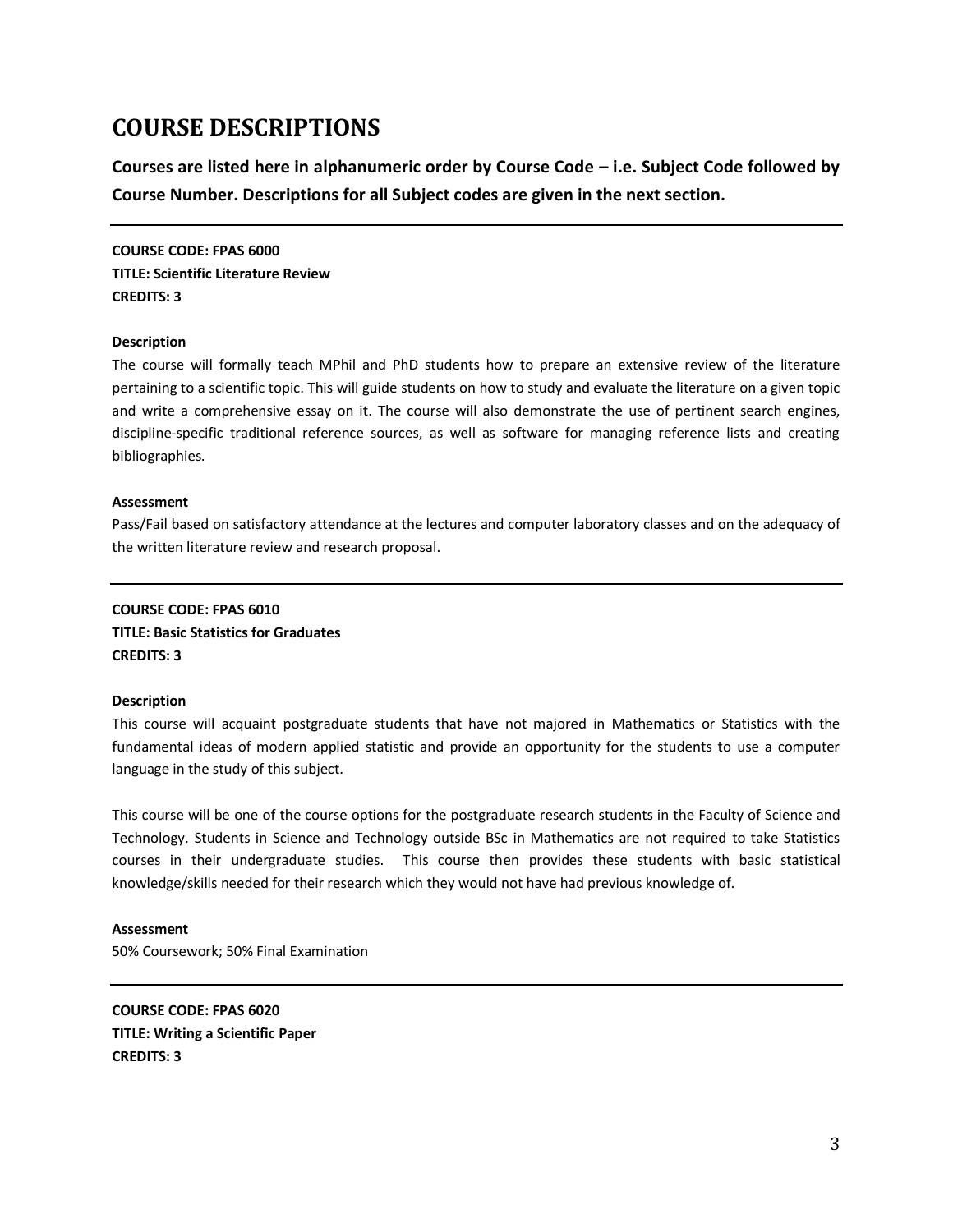# COURSE DESCRIPTIONS

**Courses are listed here in alphanumeric order by Course Code – i.e. Subject Code followed by Course Number. Descriptions for all Subject codes are given in the next section.**

---

**COURSE CODE: FPAS 6000**
**TITLE: Scientific Literature Review**
**CREDITS: 3**

**Description**

The course will formally teach MPhil and PhD students how to prepare an extensive review of the literature pertaining to a scientific topic. This will guide students on how to study and evaluate the literature on a given topic and write a comprehensive essay on it. The course will also demonstrate the use of pertinent search engines, discipline-specific traditional reference sources, as well as software for managing reference lists and creating bibliographies.

**Assessment**

Pass/Fail based on satisfactory attendance at the lectures and computer laboratory classes and on the adequacy of the written literature review and research proposal.

---

**COURSE CODE: FPAS 6010**
**TITLE: Basic Statistics for Graduates**
**CREDITS: 3**

**Description**

This course will acquaint postgraduate students that have not majored in Mathematics or Statistics with the fundamental ideas of modern applied statistic and provide an opportunity for the students to use a computer language in the study of this subject.

This course will be one of the course options for the postgraduate research students in the Faculty of Science and Technology. Students in Science and Technology outside BSc in Mathematics are not required to take Statistics courses in their undergraduate studies. This course then provides these students with basic statistical knowledge/skills needed for their research which they would not have had previous knowledge of.

**Assessment**

50% Coursework; 50% Final Examination

---

**COURSE CODE: FPAS 6020**
**TITLE: Writing a Scientific Paper**
**CREDITS: 3**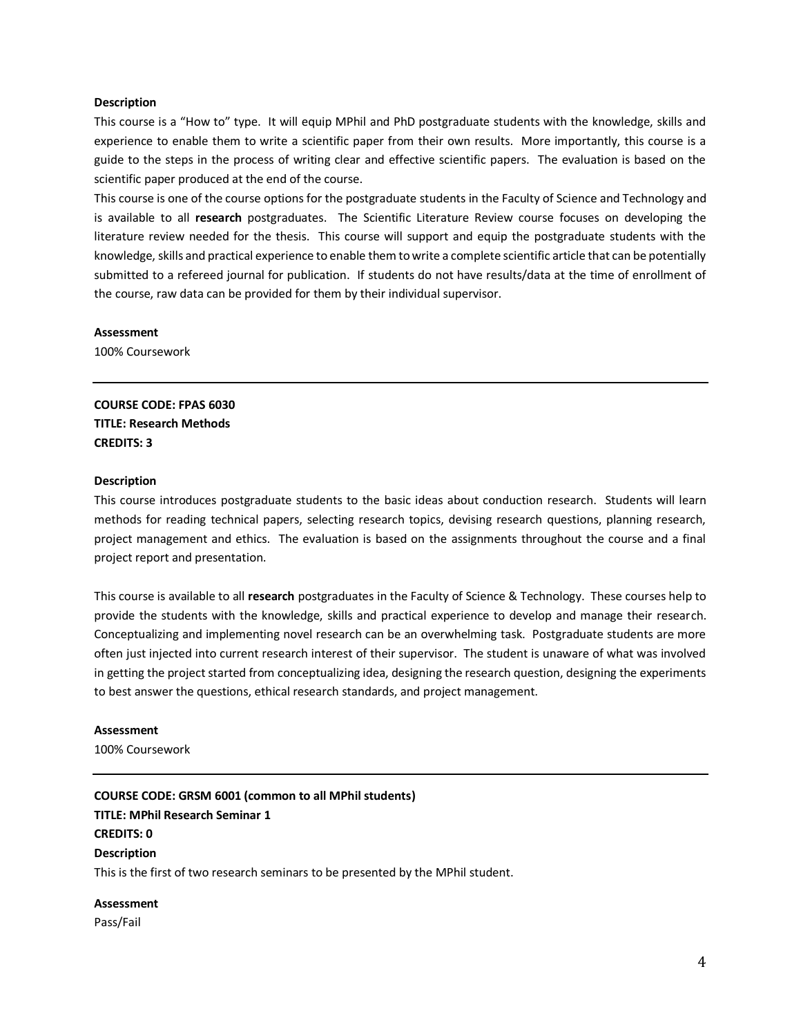**Description**

This course is a "How to" type. It will equip MPhil and PhD postgraduate students with the knowledge, skills and experience to enable them to write a scientific paper from their own results. More importantly, this course is a guide to the steps in the process of writing clear and effective scientific papers. The evaluation is based on the scientific paper produced at the end of the course.

This course is one of the course options for the postgraduate students in the Faculty of Science and Technology and is available to all **research** postgraduates. The Scientific Literature Review course focuses on developing the literature review needed for the thesis. This course will support and equip the postgraduate students with the knowledge, skills and practical experience to enable them to write a complete scientific article that can be potentially submitted to a refereed journal for publication. If students do not have results/data at the time of enrollment of the course, raw data can be provided for them by their individual supervisor.

**Assessment**

100% Coursework

---

**COURSE CODE: FPAS 6030**
**TITLE: Research Methods**
**CREDITS: 3**

**Description**

This course introduces postgraduate students to the basic ideas about conduction research. Students will learn methods for reading technical papers, selecting research topics, devising research questions, planning research, project management and ethics. The evaluation is based on the assignments throughout the course and a final project report and presentation.

This course is available to all **research** postgraduates in the Faculty of Science & Technology. These courses help to provide the students with the knowledge, skills and practical experience to develop and manage their research. Conceptualizing and implementing novel research can be an overwhelming task. Postgraduate students are more often just injected into current research interest of their supervisor. The student is unaware of what was involved in getting the project started from conceptualizing idea, designing the research question, designing the experiments to best answer the questions, ethical research standards, and project management.

**Assessment**

100% Coursework

---

**COURSE CODE: GRSM 6001 (common to all MPhil students)**
**TITLE: MPhil Research Seminar 1**
**CREDITS: 0**
**Description**

This is the first of two research seminars to be presented by the MPhil student.

**Assessment**

Pass/Fail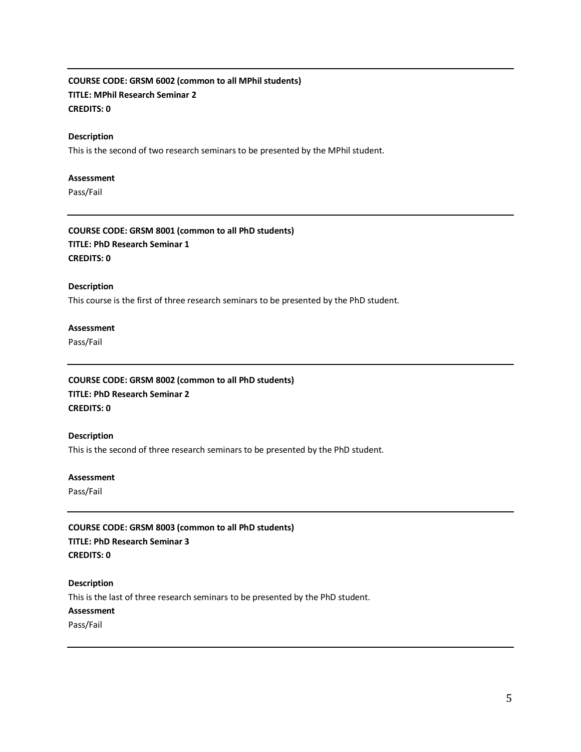---

**COURSE CODE: GRSM 6002 (common to all MPhil students)**
**TITLE: MPhil Research Seminar 2**
**CREDITS: 0**

**Description**

This is the second of two research seminars to be presented by the MPhil student.

**Assessment**

Pass/Fail

---

**COURSE CODE: GRSM 8001 (common to all PhD students)**
**TITLE: PhD Research Seminar 1**
**CREDITS: 0**

**Description**

This course is the first of three research seminars to be presented by the PhD student.

**Assessment**

Pass/Fail

---

**COURSE CODE: GRSM 8002 (common to all PhD students)**
**TITLE: PhD Research Seminar 2**
**CREDITS: 0**

**Description**

This is the second of three research seminars to be presented by the PhD student.

**Assessment**

Pass/Fail

---

**COURSE CODE: GRSM 8003 (common to all PhD students)**
**TITLE: PhD Research Seminar 3**
**CREDITS: 0**

**Description**

This is the last of three research seminars to be presented by the PhD student.

**Assessment**

Pass/Fail

---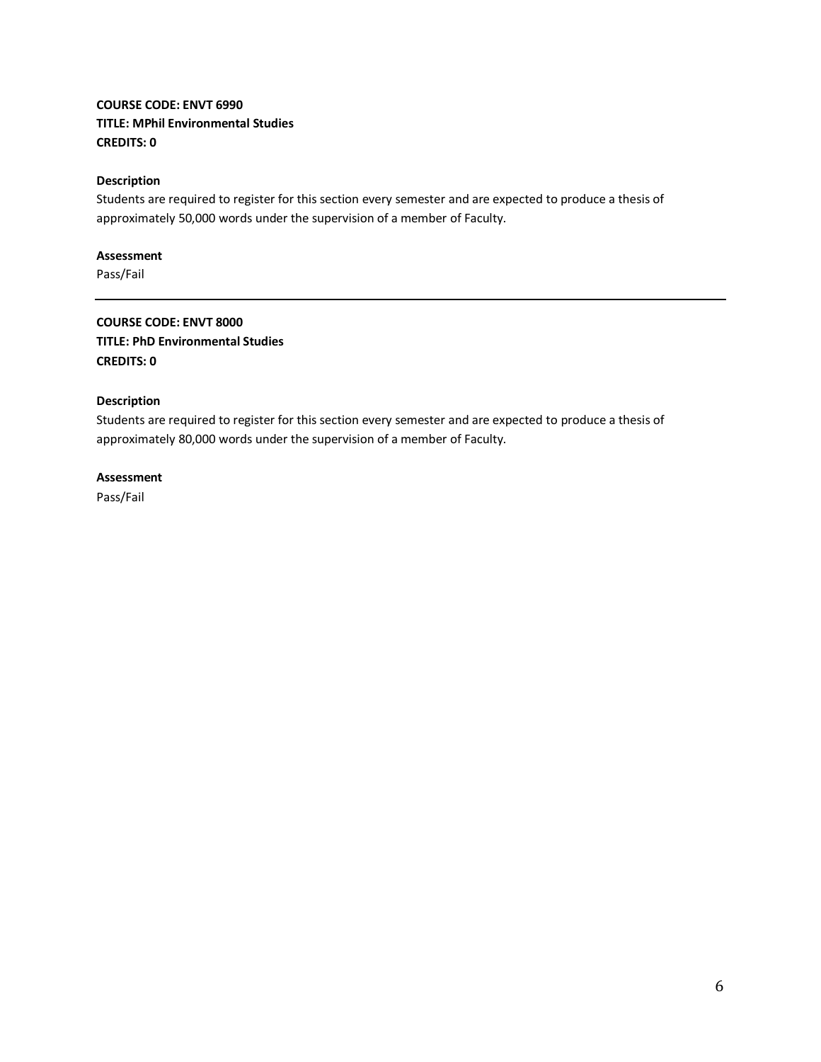**COURSE CODE: ENVT 6990**
**TITLE: MPhil Environmental Studies**
**CREDITS: 0**

**Description**

Students are required to register for this section every semester and are expected to produce a thesis of approximately 50,000 words under the supervision of a member of Faculty.

**Assessment**

Pass/Fail

---

**COURSE CODE: ENVT 8000**
**TITLE: PhD Environmental Studies**
**CREDITS: 0**

**Description**

Students are required to register for this section every semester and are expected to produce a thesis of approximately 80,000 words under the supervision of a member of Faculty.

**Assessment**

Pass/Fail